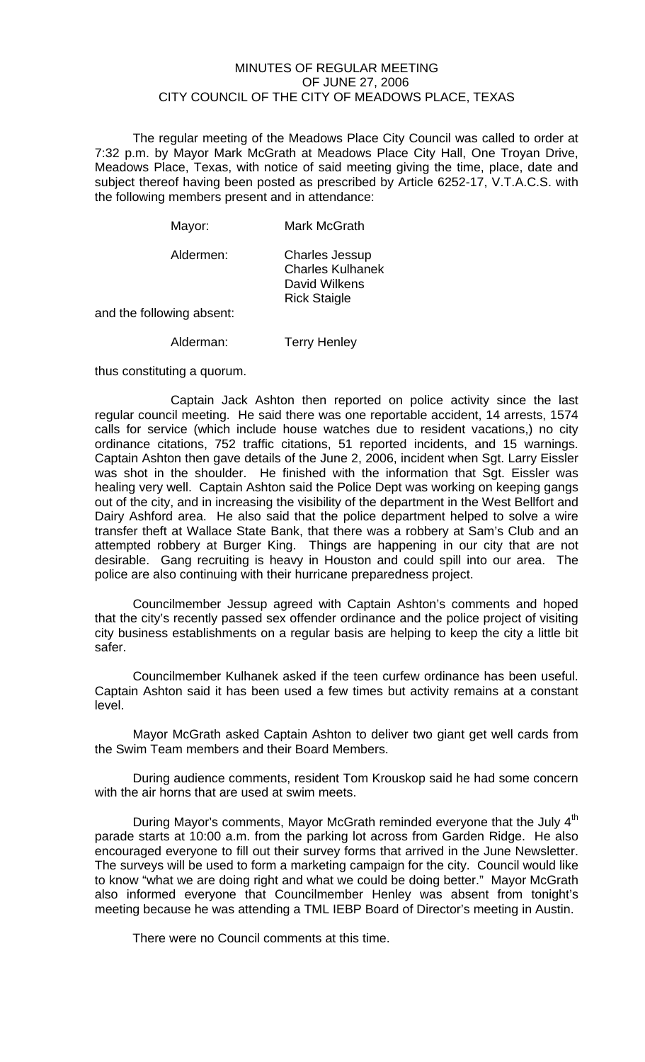# MINUTES OF REGULAR MEETING
## OF JUNE 27, 2006
## CITY COUNCIL OF THE CITY OF MEADOWS PLACE, TEXAS

The regular meeting of the Meadows Place City Council was called to order at 7:32 p.m. by Mayor Mark McGrath at Meadows Place City Hall, One Troyan Drive, Meadows Place, Texas, with notice of said meeting giving the time, place, date and subject thereof having been posted as prescribed by Article 6252-17, V.T.A.C.S. with the following members present and in attendance:

| | |
|---|---|
| Mayor: | Mark McGrath |
| Aldermen: | Charles Jessup<br>Charles Kulhanek<br>David Wilkens<br>Rick Staigle |

and the following absent:

| | |
|---|---|
| Alderman: | Terry Henley |

thus constituting a quorum.

Captain Jack Ashton then reported on police activity since the last regular council meeting. He said there was one reportable accident, 14 arrests, 1574 calls for service (which include house watches due to resident vacations,) no city ordinance citations, 752 traffic citations, 51 reported incidents, and 15 warnings. Captain Ashton then gave details of the June 2, 2006, incident when Sgt. Larry Eissler was shot in the shoulder. He finished with the information that Sgt. Eissler was healing very well. Captain Ashton said the Police Dept was working on keeping gangs out of the city, and in increasing the visibility of the department in the West Bellfort and Dairy Ashford area. He also said that the police department helped to solve a wire transfer theft at Wallace State Bank, that there was a robbery at Sam's Club and an attempted robbery at Burger King. Things are happening in our city that are not desirable. Gang recruiting is heavy in Houston and could spill into our area. The police are also continuing with their hurricane preparedness project.

Councilmember Jessup agreed with Captain Ashton's comments and hoped that the city's recently passed sex offender ordinance and the police project of visiting city business establishments on a regular basis are helping to keep the city a little bit safer.

Councilmember Kulhanek asked if the teen curfew ordinance has been useful. Captain Ashton said it has been used a few times but activity remains at a constant level.

Mayor McGrath asked Captain Ashton to deliver two giant get well cards from the Swim Team members and their Board Members.

During audience comments, resident Tom Krouskop said he had some concern with the air horns that are used at swim meets.

During Mayor's comments, Mayor McGrath reminded everyone that the July 4th parade starts at 10:00 a.m. from the parking lot across from Garden Ridge. He also encouraged everyone to fill out their survey forms that arrived in the June Newsletter. The surveys will be used to form a marketing campaign for the city. Council would like to know "what we are doing right and what we could be doing better." Mayor McGrath also informed everyone that Councilmember Henley was absent from tonight's meeting because he was attending a TML IEBP Board of Director's meeting in Austin.

There were no Council comments at this time.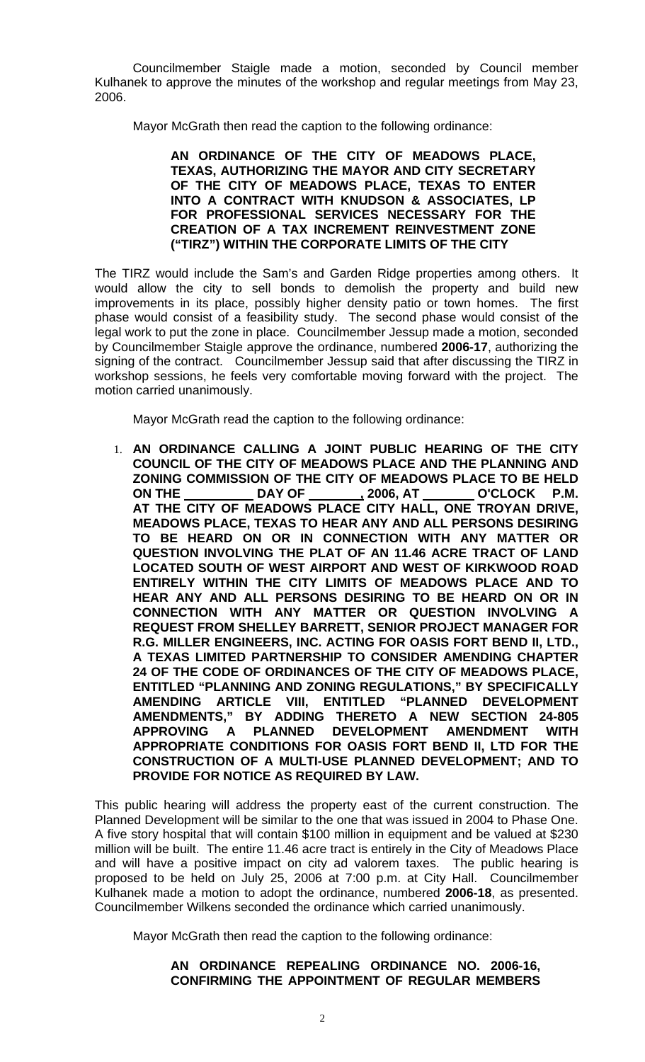Councilmember Staigle made a motion, seconded by Council member Kulhanek to approve the minutes of the workshop and regular meetings from May 23, 2006.

Mayor McGrath then read the caption to the following ordinance:

> **AN ORDINANCE OF THE CITY OF MEADOWS PLACE, TEXAS, AUTHORIZING THE MAYOR AND CITY SECRETARY OF THE CITY OF MEADOWS PLACE, TEXAS TO ENTER INTO A CONTRACT WITH KNUDSON & ASSOCIATES, LP FOR PROFESSIONAL SERVICES NECESSARY FOR THE CREATION OF A TAX INCREMENT REINVESTMENT ZONE ("TIRZ") WITHIN THE CORPORATE LIMITS OF THE CITY**

The TIRZ would include the Sam's and Garden Ridge properties among others. It would allow the city to sell bonds to demolish the property and build new improvements in its place, possibly higher density patio or town homes. The first phase would consist of a feasibility study. The second phase would consist of the legal work to put the zone in place. Councilmember Jessup made a motion, seconded by Councilmember Staigle approve the ordinance, numbered **2006-17**, authorizing the signing of the contract. Councilmember Jessup said that after discussing the TIRZ in workshop sessions, he feels very comfortable moving forward with the project. The motion carried unanimously.

Mayor McGrath read the caption to the following ordinance:

1. **AN ORDINANCE CALLING A JOINT PUBLIC HEARING OF THE CITY COUNCIL OF THE CITY OF MEADOWS PLACE AND THE PLANNING AND ZONING COMMISSION OF THE CITY OF MEADOWS PLACE TO BE HELD ON THE \_\_\_\_\_\_\_\_\_\_ DAY OF \_\_\_\_\_\_\_\_, 2006, AT \_\_\_\_\_\_\_\_ O'CLOCK P.M. AT THE CITY OF MEADOWS PLACE CITY HALL, ONE TROYAN DRIVE, MEADOWS PLACE, TEXAS TO HEAR ANY AND ALL PERSONS DESIRING TO BE HEARD ON OR IN CONNECTION WITH ANY MATTER OR QUESTION INVOLVING THE PLAT OF AN 11.46 ACRE TRACT OF LAND LOCATED SOUTH OF WEST AIRPORT AND WEST OF KIRKWOOD ROAD ENTIRELY WITHIN THE CITY LIMITS OF MEADOWS PLACE AND TO HEAR ANY AND ALL PERSONS DESIRING TO BE HEARD ON OR IN CONNECTION WITH ANY MATTER OR QUESTION INVOLVING A REQUEST FROM SHELLEY BARRETT, SENIOR PROJECT MANAGER FOR R.G. MILLER ENGINEERS, INC. ACTING FOR OASIS FORT BEND II, LTD., A TEXAS LIMITED PARTNERSHIP TO CONSIDER AMENDING CHAPTER 24 OF THE CODE OF ORDINANCES OF THE CITY OF MEADOWS PLACE, ENTITLED "PLANNING AND ZONING REGULATIONS," BY SPECIFICALLY AMENDING ARTICLE VIII, ENTITLED "PLANNED DEVELOPMENT AMENDMENTS," BY ADDING THERETO A NEW SECTION 24-805 APPROVING A PLANNED DEVELOPMENT AMENDMENT WITH APPROPRIATE CONDITIONS FOR OASIS FORT BEND II, LTD FOR THE CONSTRUCTION OF A MULTI-USE PLANNED DEVELOPMENT; AND TO PROVIDE FOR NOTICE AS REQUIRED BY LAW.**

This public hearing will address the property east of the current construction. The Planned Development will be similar to the one that was issued in 2004 to Phase One. A five story hospital that will contain $100 million in equipment and be valued at $230 million will be built. The entire 11.46 acre tract is entirely in the City of Meadows Place and will have a positive impact on city ad valorem taxes. The public hearing is proposed to be held on July 25, 2006 at 7:00 p.m. at City Hall. Councilmember Kulhanek made a motion to adopt the ordinance, numbered **2006-18**, as presented. Councilmember Wilkens seconded the ordinance which carried unanimously.

Mayor McGrath then read the caption to the following ordinance:

> **AN ORDINANCE REPEALING ORDINANCE NO. 2006-16, CONFIRMING THE APPOINTMENT OF REGULAR MEMBERS**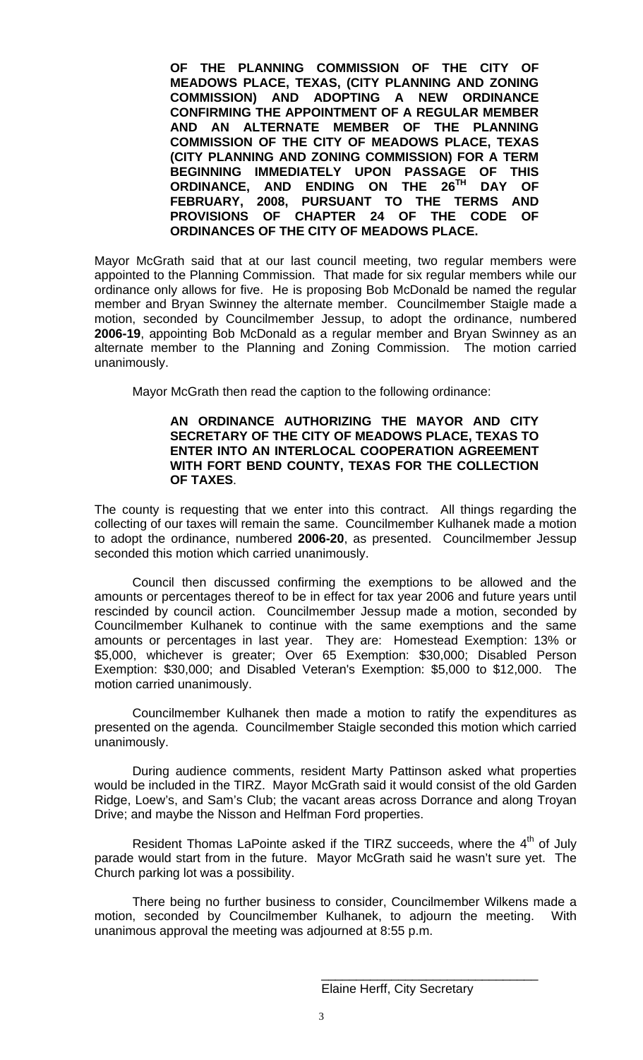**OF THE PLANNING COMMISSION OF THE CITY OF MEADOWS PLACE, TEXAS, (CITY PLANNING AND ZONING COMMISSION) AND ADOPTING A NEW ORDINANCE CONFIRMING THE APPOINTMENT OF A REGULAR MEMBER AND AN ALTERNATE MEMBER OF THE PLANNING COMMISSION OF THE CITY OF MEADOWS PLACE, TEXAS (CITY PLANNING AND ZONING COMMISSION) FOR A TERM BEGINNING IMMEDIATELY UPON PASSAGE OF THIS ORDINANCE, AND ENDING ON THE 26TH DAY OF FEBRUARY, 2008, PURSUANT TO THE TERMS AND PROVISIONS OF CHAPTER 24 OF THE CODE OF ORDINANCES OF THE CITY OF MEADOWS PLACE.**

Mayor McGrath said that at our last council meeting, two regular members were appointed to the Planning Commission. That made for six regular members while our ordinance only allows for five. He is proposing Bob McDonald be named the regular member and Bryan Swinney the alternate member. Councilmember Staigle made a motion, seconded by Councilmember Jessup, to adopt the ordinance, numbered **2006-19**, appointing Bob McDonald as a regular member and Bryan Swinney as an alternate member to the Planning and Zoning Commission. The motion carried unanimously.

Mayor McGrath then read the caption to the following ordinance:

**AN ORDINANCE AUTHORIZING THE MAYOR AND CITY SECRETARY OF THE CITY OF MEADOWS PLACE, TEXAS TO ENTER INTO AN INTERLOCAL COOPERATION AGREEMENT WITH FORT BEND COUNTY, TEXAS FOR THE COLLECTION OF TAXES**.

The county is requesting that we enter into this contract. All things regarding the collecting of our taxes will remain the same. Councilmember Kulhanek made a motion to adopt the ordinance, numbered **2006-20**, as presented. Councilmember Jessup seconded this motion which carried unanimously.

Council then discussed confirming the exemptions to be allowed and the amounts or percentages thereof to be in effect for tax year 2006 and future years until rescinded by council action. Councilmember Jessup made a motion, seconded by Councilmember Kulhanek to continue with the same exemptions and the same amounts or percentages in last year. They are: Homestead Exemption: 13% or \$5,000, whichever is greater; Over 65 Exemption: \$30,000; Disabled Person Exemption: \$30,000; and Disabled Veteran's Exemption: \$5,000 to \$12,000. The motion carried unanimously.

Councilmember Kulhanek then made a motion to ratify the expenditures as presented on the agenda. Councilmember Staigle seconded this motion which carried unanimously.

During audience comments, resident Marty Pattinson asked what properties would be included in the TIRZ. Mayor McGrath said it would consist of the old Garden Ridge, Loew's, and Sam's Club; the vacant areas across Dorrance and along Troyan Drive; and maybe the Nisson and Helfman Ford properties.

Resident Thomas LaPointe asked if the TIRZ succeeds, where the 4th of July parade would start from in the future. Mayor McGrath said he wasn't sure yet. The Church parking lot was a possibility.

There being no further business to consider, Councilmember Wilkens made a motion, seconded by Councilmember Kulhanek, to adjourn the meeting. With unanimous approval the meeting was adjourned at 8:55 p.m.

\_\_\_\_\_\_\_\_\_\_\_\_\_\_\_\_\_\_\_\_\_\_\_\_\_\_\_\_\_\_\_\_

Elaine Herff, City Secretary